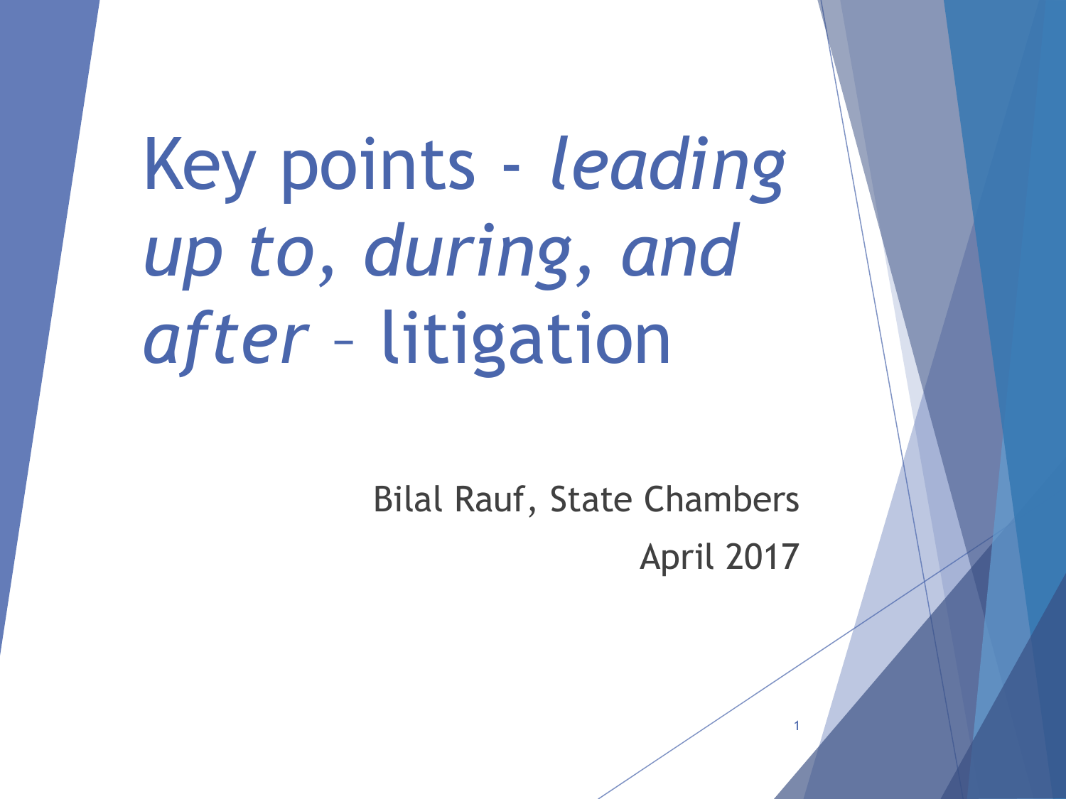# Key points - *leading up to, during, and after* – litigation

Bilal Rauf, State Chambers

April 2017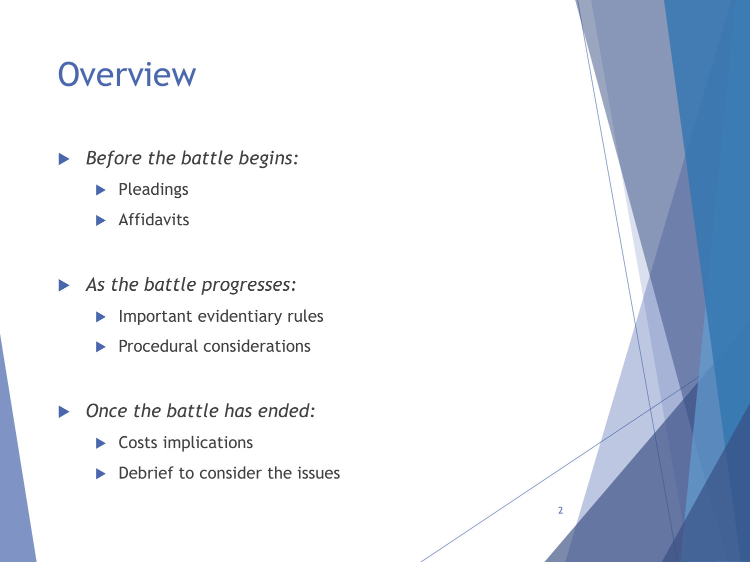# Overview

- *Before the battle begins:*
  - Pleadings
  - Affidavits

- *As the battle progresses:*
  - Important evidentiary rules
  - Procedural considerations

- *Once the battle has ended:*
  - Costs implications
  - Debrief to consider the issues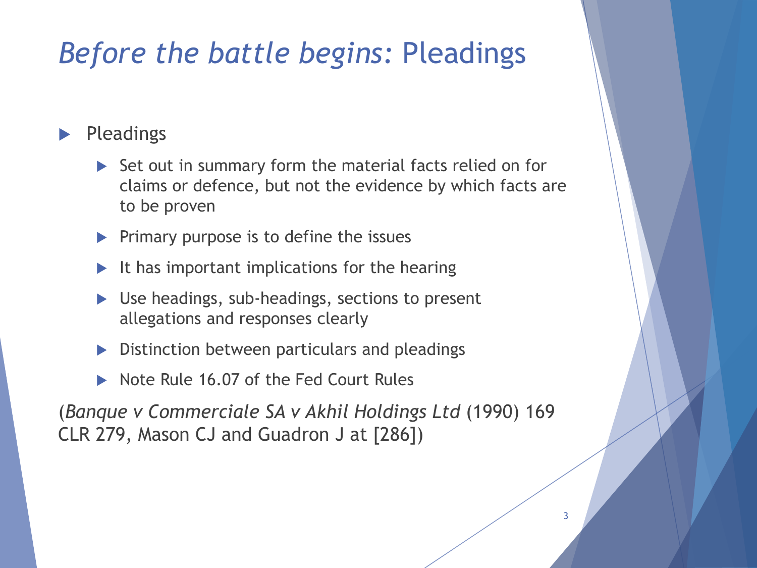# *Before the battle begins:* Pleadings

- Pleadings
  - Set out in summary form the material facts relied on for claims or defence, but not the evidence by which facts are to be proven
  - Primary purpose is to define the issues
  - It has important implications for the hearing
  - Use headings, sub-headings, sections to present allegations and responses clearly
  - Distinction between particulars and pleadings
  - Note Rule 16.07 of the Fed Court Rules

(*Banque v Commerciale SA v Akhil Holdings Ltd* (1990) 169 CLR 279, Mason CJ and Guadron J at [286])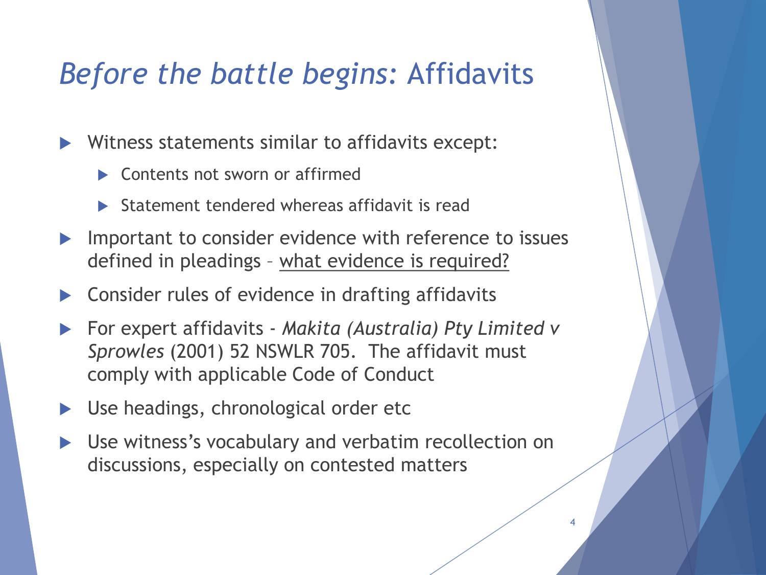# *Before the battle begins:* Affidavits

- Witness statements similar to affidavits except:
  - Contents not sworn or affirmed
  - Statement tendered whereas affidavit is read
- Important to consider evidence with reference to issues defined in pleadings – <u>what evidence is required?</u>
- Consider rules of evidence in drafting affidavits
- For expert affidavits - *Makita (Australia) Pty Limited v Sprowles* (2001) 52 NSWLR 705. The affidavit must comply with applicable Code of Conduct
- Use headings, chronological order etc
- Use witness's vocabulary and verbatim recollection on discussions, especially on contested matters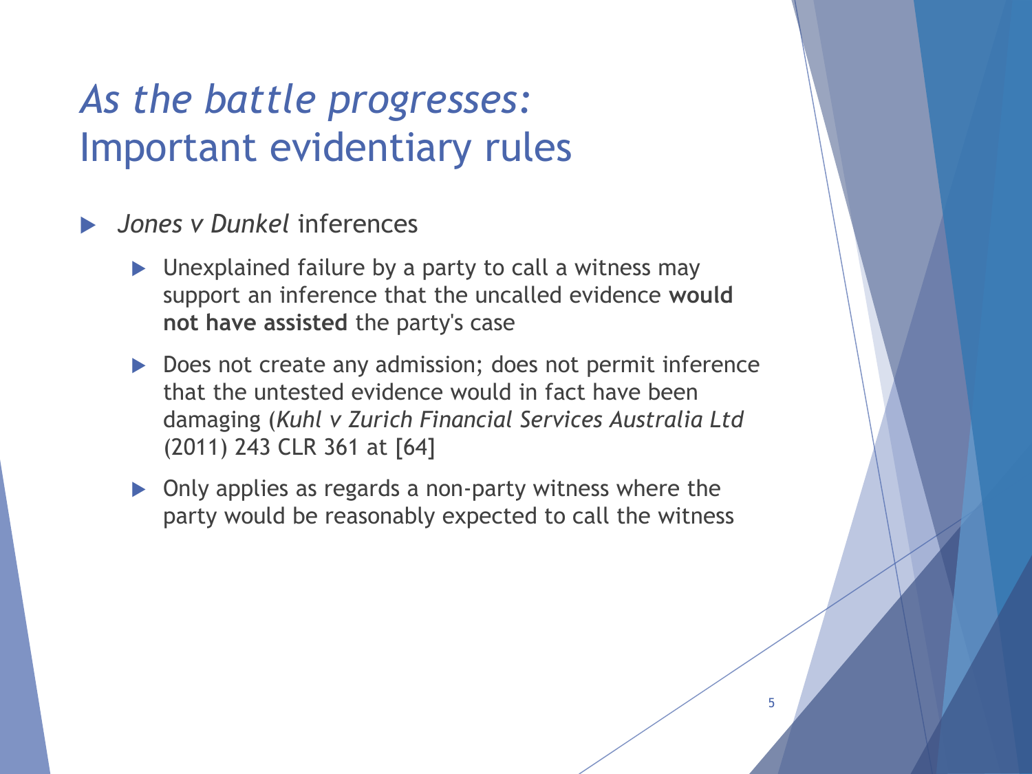# *As the battle progresses:* Important evidentiary rules

- *Jones v Dunkel* inferences
  - Unexplained failure by a party to call a witness may support an inference that the uncalled evidence **would not have assisted** the party's case
  - Does not create any admission; does not permit inference that the untested evidence would in fact have been damaging (*Kuhl v Zurich Financial Services Australia Ltd* (2011) 243 CLR 361 at [64]
  - Only applies as regards a non-party witness where the party would be reasonably expected to call the witness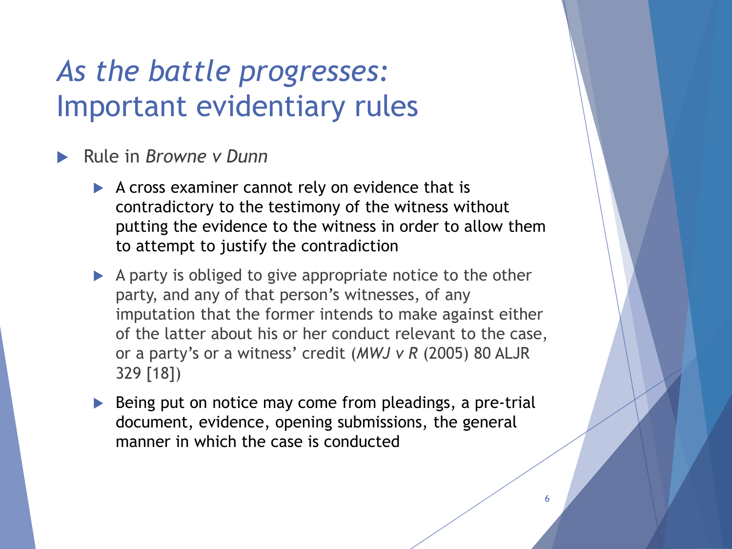# *As the battle progresses:* Important evidentiary rules

- Rule in *Browne v Dunn*
  - A cross examiner cannot rely on evidence that is contradictory to the testimony of the witness without putting the evidence to the witness in order to allow them to attempt to justify the contradiction
  - A party is obliged to give appropriate notice to the other party, and any of that person's witnesses, of any imputation that the former intends to make against either of the latter about his or her conduct relevant to the case, or a party's or a witness' credit (*MWJ v R* (2005) 80 ALJR 329 [18])
  - Being put on notice may come from pleadings, a pre-trial document, evidence, opening submissions, the general manner in which the case is conducted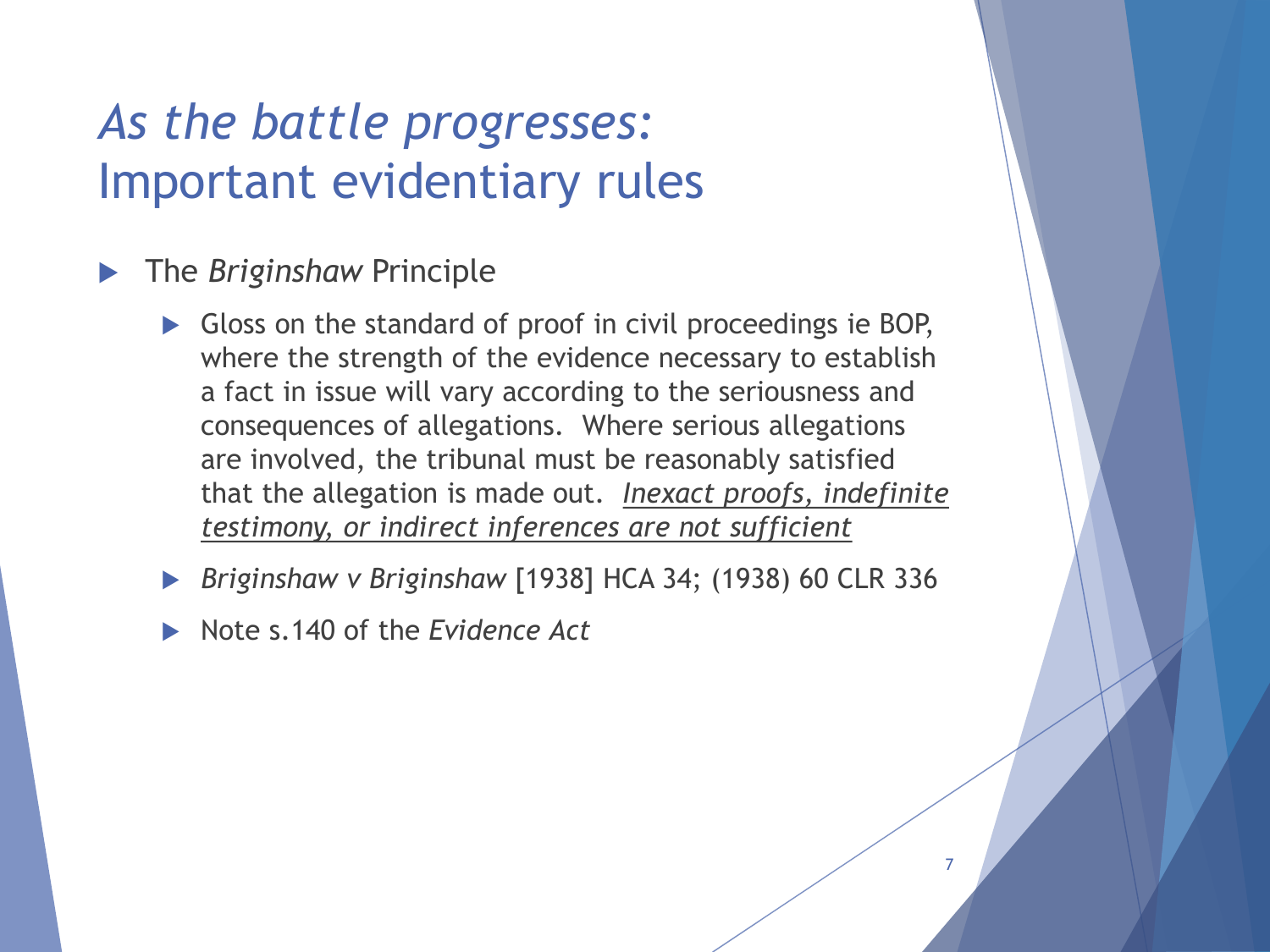# *As the battle progresses:* Important evidentiary rules

- The *Briginshaw* Principle
  - Gloss on the standard of proof in civil proceedings ie BOP, where the strength of the evidence necessary to establish a fact in issue will vary according to the seriousness and consequences of allegations. Where serious allegations are involved, the tribunal must be reasonably satisfied that the allegation is made out. <u>*Inexact proofs, indefinite testimony, or indirect inferences are not sufficient*</u>
  - *Briginshaw v Briginshaw* [1938] HCA 34; (1938) 60 CLR 336
  - Note s.140 of the *Evidence Act*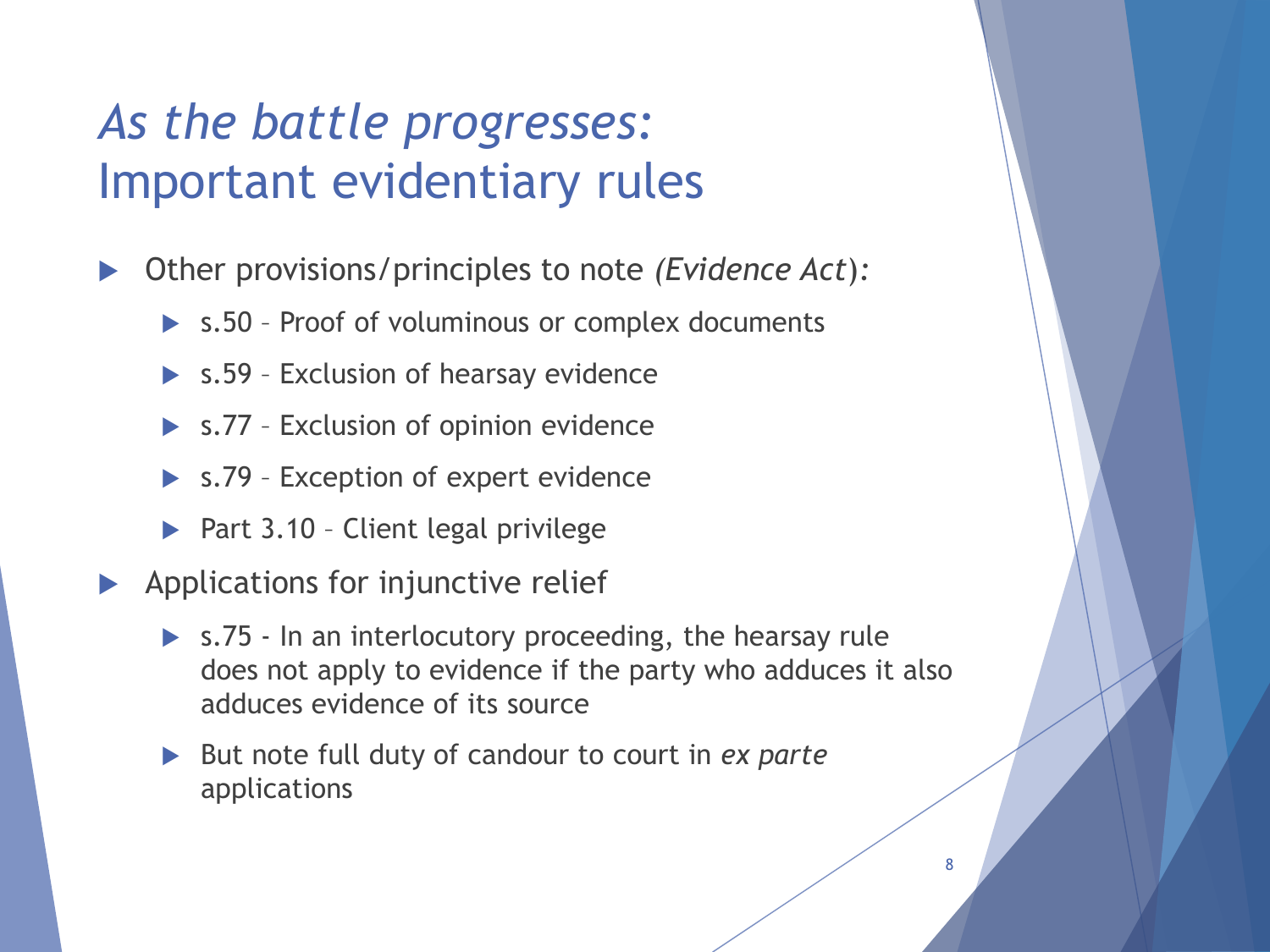# *As the battle progresses:* Important evidentiary rules

- Other provisions/principles to note *(Evidence Act)*:
  - s.50 – Proof of voluminous or complex documents
  - s.59 – Exclusion of hearsay evidence
  - s.77 – Exclusion of opinion evidence
  - s.79 – Exception of expert evidence
  - Part 3.10 – Client legal privilege
- Applications for injunctive relief
  - s.75 - In an interlocutory proceeding, the hearsay rule does not apply to evidence if the party who adduces it also adduces evidence of its source
  - But note full duty of candour to court in *ex parte* applications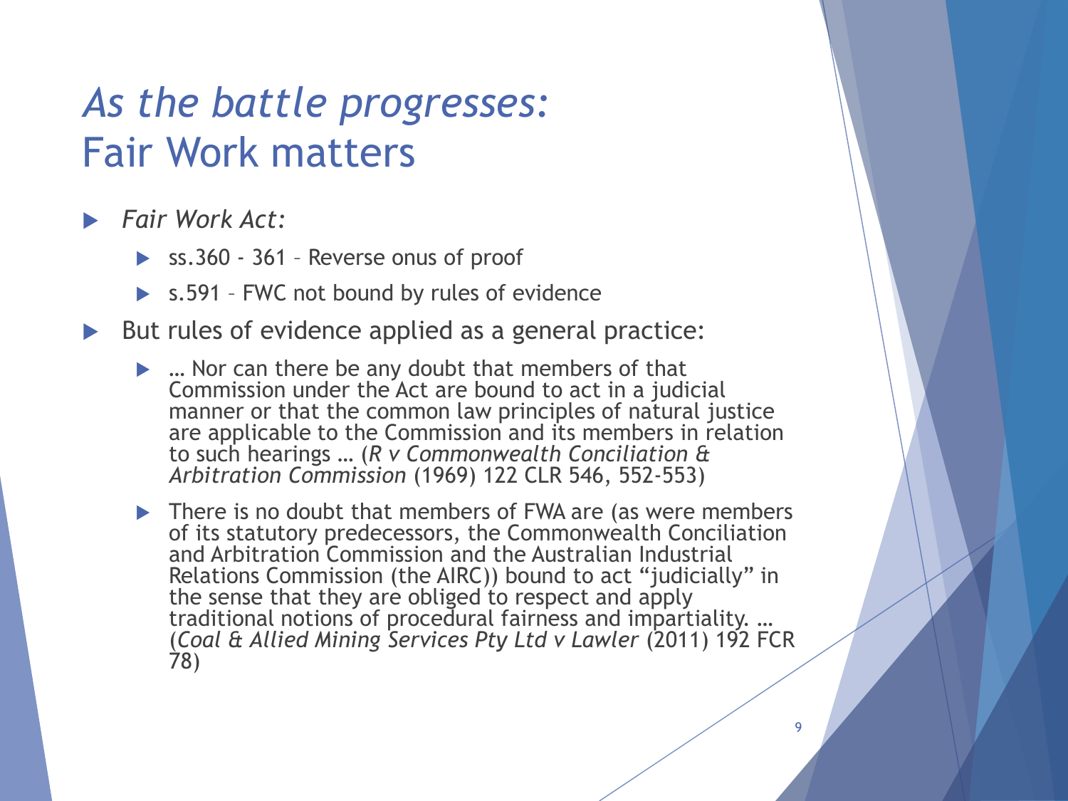# *As the battle progresses:* Fair Work matters

- *Fair Work Act:*
  - ss.360 - 361 – Reverse onus of proof
  - s.591 – FWC not bound by rules of evidence
- But rules of evidence applied as a general practice:
  - … Nor can there be any doubt that members of that Commission under the Act are bound to act in a judicial manner or that the common law principles of natural justice are applicable to the Commission and its members in relation to such hearings … (*R v Commonwealth Conciliation & Arbitration Commission* (1969) 122 CLR 546, 552-553)
  - There is no doubt that members of FWA are (as were members of its statutory predecessors, the Commonwealth Conciliation and Arbitration Commission and the Australian Industrial Relations Commission (the AIRC)) bound to act "judicially" in the sense that they are obliged to respect and apply traditional notions of procedural fairness and impartiality. … (*Coal & Allied Mining Services Pty Ltd v Lawler* (2011) 192 FCR 78)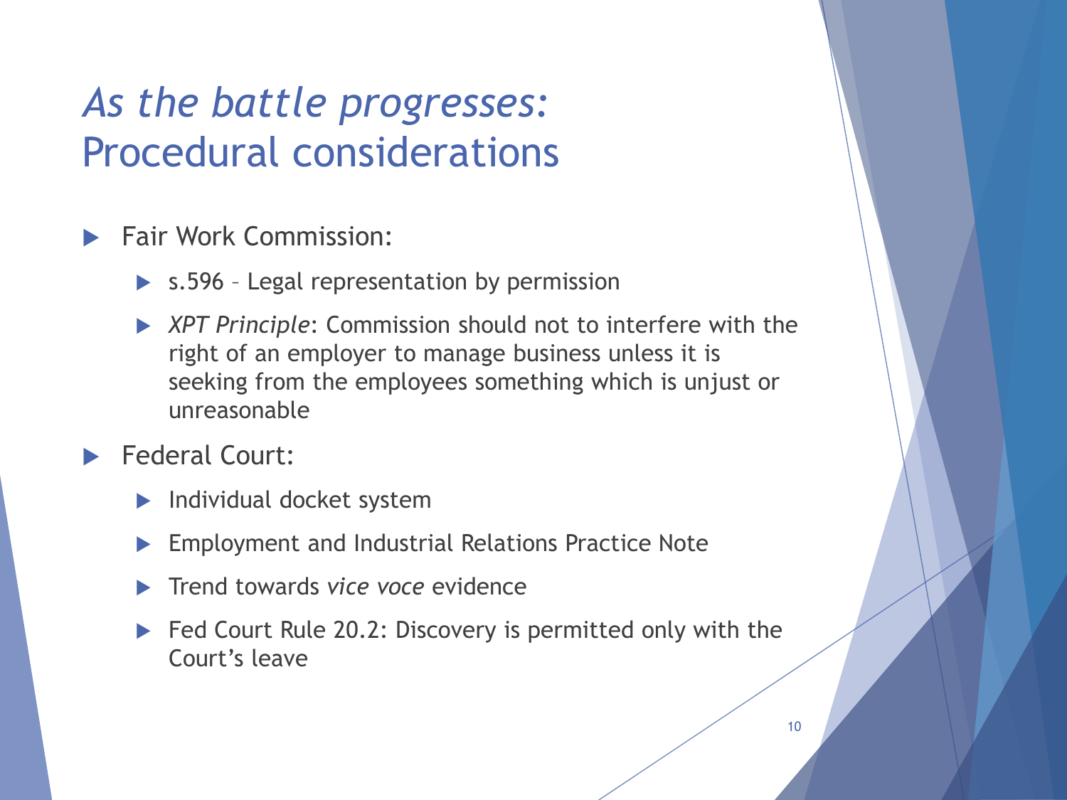# *As the battle progresses:* Procedural considerations

- Fair Work Commission:
  - s.596 – Legal representation by permission
  - *XPT Principle*: Commission should not to interfere with the right of an employer to manage business unless it is seeking from the employees something which is unjust or unreasonable
- Federal Court:
  - Individual docket system
  - Employment and Industrial Relations Practice Note
  - Trend towards *vice voce* evidence
  - Fed Court Rule 20.2: Discovery is permitted only with the Court's leave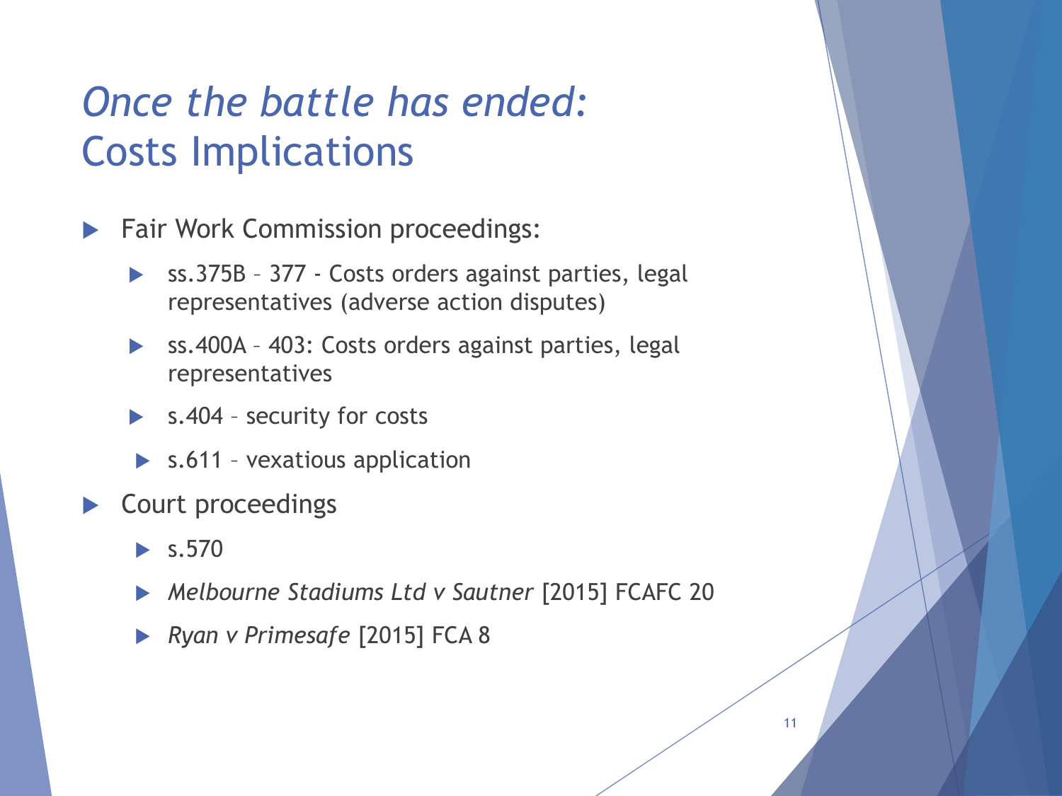# *Once the battle has ended:* Costs Implications

- Fair Work Commission proceedings:
  - ss.375B – 377 - Costs orders against parties, legal representatives (adverse action disputes)
  - ss.400A – 403: Costs orders against parties, legal representatives
  - s.404 – security for costs
  - s.611 – vexatious application
- Court proceedings
  - s.570
  - *Melbourne Stadiums Ltd v Sautner* [2015] FCAFC 20
  - *Ryan v Primesafe* [2015] FCA 8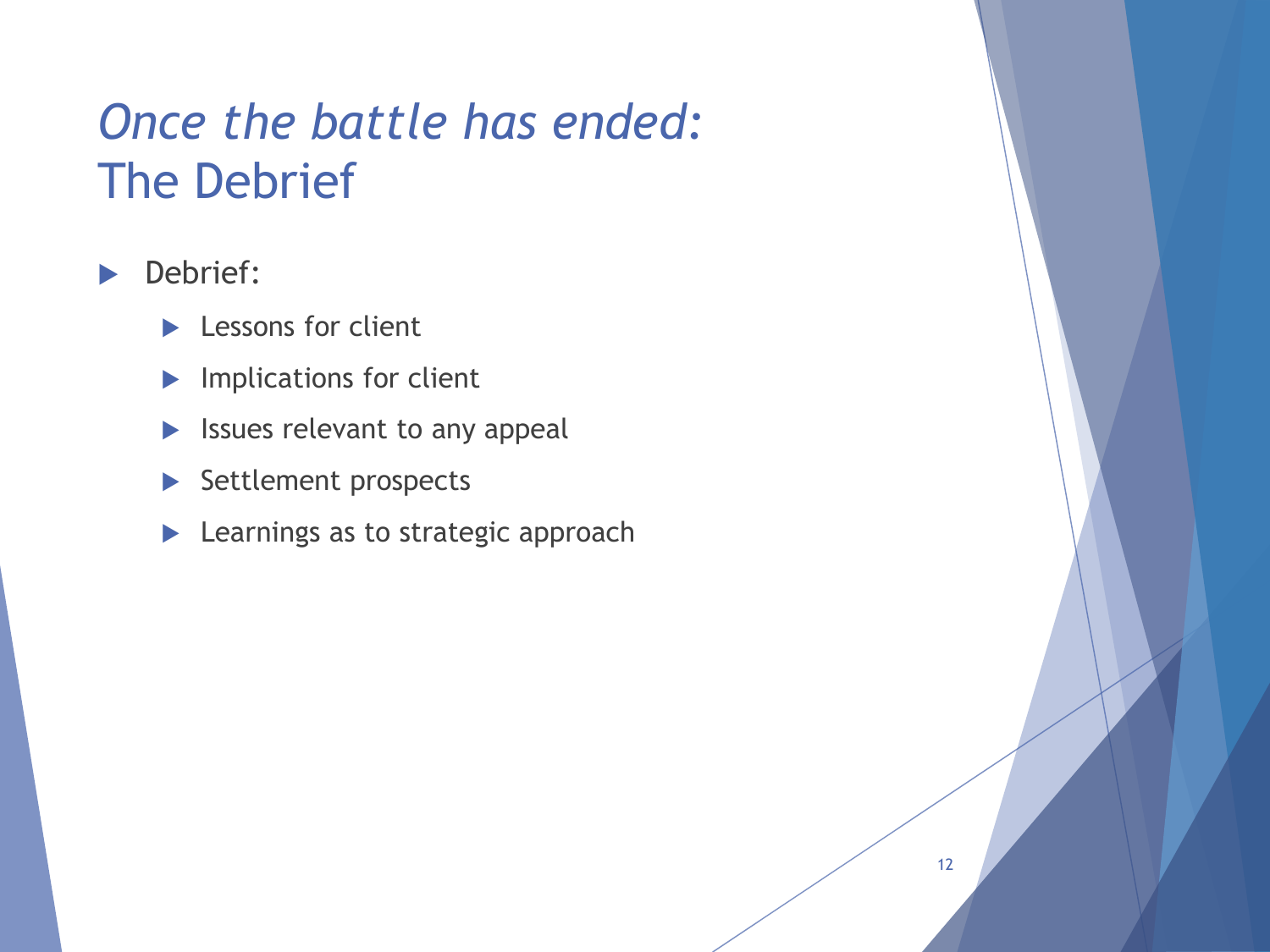# *Once the battle has ended:* The Debrief

- Debrief:
  - Lessons for client
  - Implications for client
  - Issues relevant to any appeal
  - Settlement prospects
  - Learnings as to strategic approach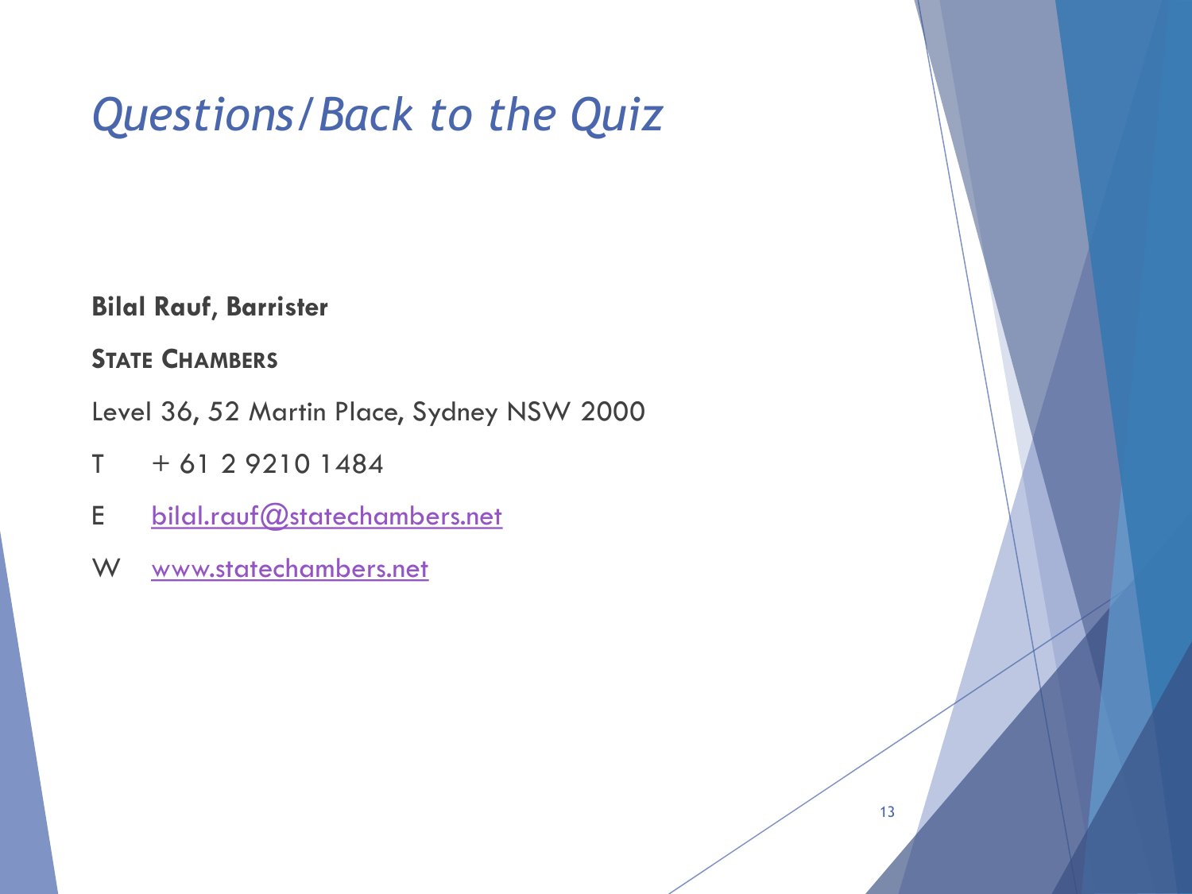# *Questions/Back to the Quiz*

**Bilal Rauf, Barrister**

**STATE CHAMBERS**

Level 36, 52 Martin Place, Sydney NSW 2000

T + 61 2 9210 1484

E bilal.rauf@statechambers.net

W www.statechambers.net